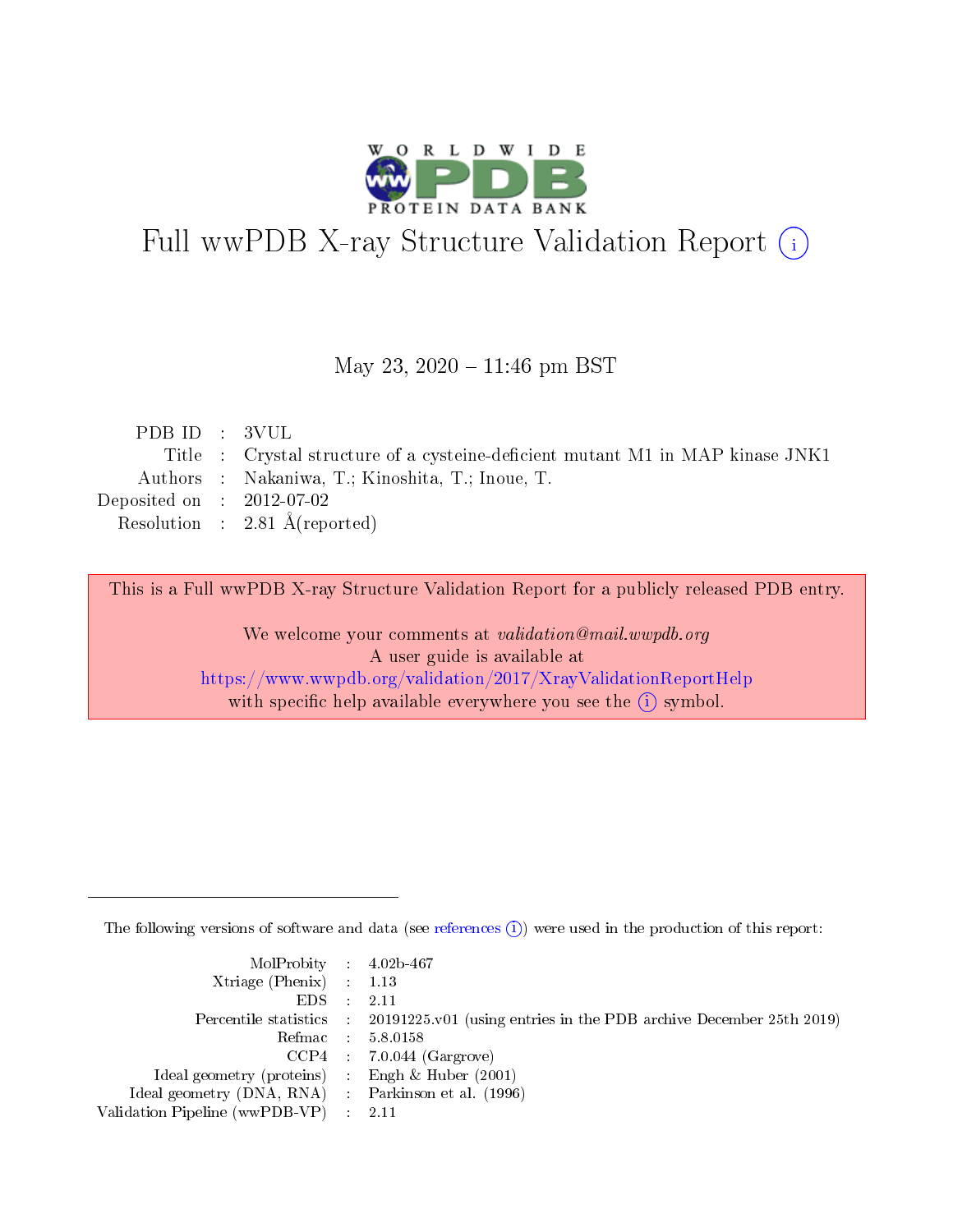# Full wwPDB X-ray Structure Validation Report (i)

May 23, 2020 – 11:46 pm BST

| | | |
|---|---|---|
| PDB ID | : | 3VUL |
| Title | : | Crystal structure of a cysteine-deficient mutant M1 in MAP kinase JNK1 |
| Authors | : | Nakaniwa, T.; Kinoshita, T.; Inoue, T. |
| Deposited on | : | 2012-07-02 |
| Resolution | : | 2.81 Å(reported) |

This is a Full wwPDB X-ray Structure Validation Report for a publicly released PDB entry.

We welcome your comments at *validation@mail.wwpdb.org*
A user guide is available at
https://www.wwpdb.org/validation/2017/XrayValidationReportHelp
with specific help available everywhere you see the (i) symbol.

The following versions of software and data (see references (i)) were used in the production of this report:

| | | |
|---|---|---|
| MolProbity | : | 4.02b-467 |
| Xtriage (Phenix) | : | 1.13 |
| EDS | : | 2.11 |
| Percentile statistics | : | 20191225.v01 (using entries in the PDB archive December 25th 2019) |
| Refmac | : | 5.8.0158 |
| CCP4 | : | 7.0.044 (Gargrove) |
| Ideal geometry (proteins) | : | Engh & Huber (2001) |
| Ideal geometry (DNA, RNA) | : | Parkinson et al. (1996) |
| Validation Pipeline (wwPDB-VP) | : | 2.11 |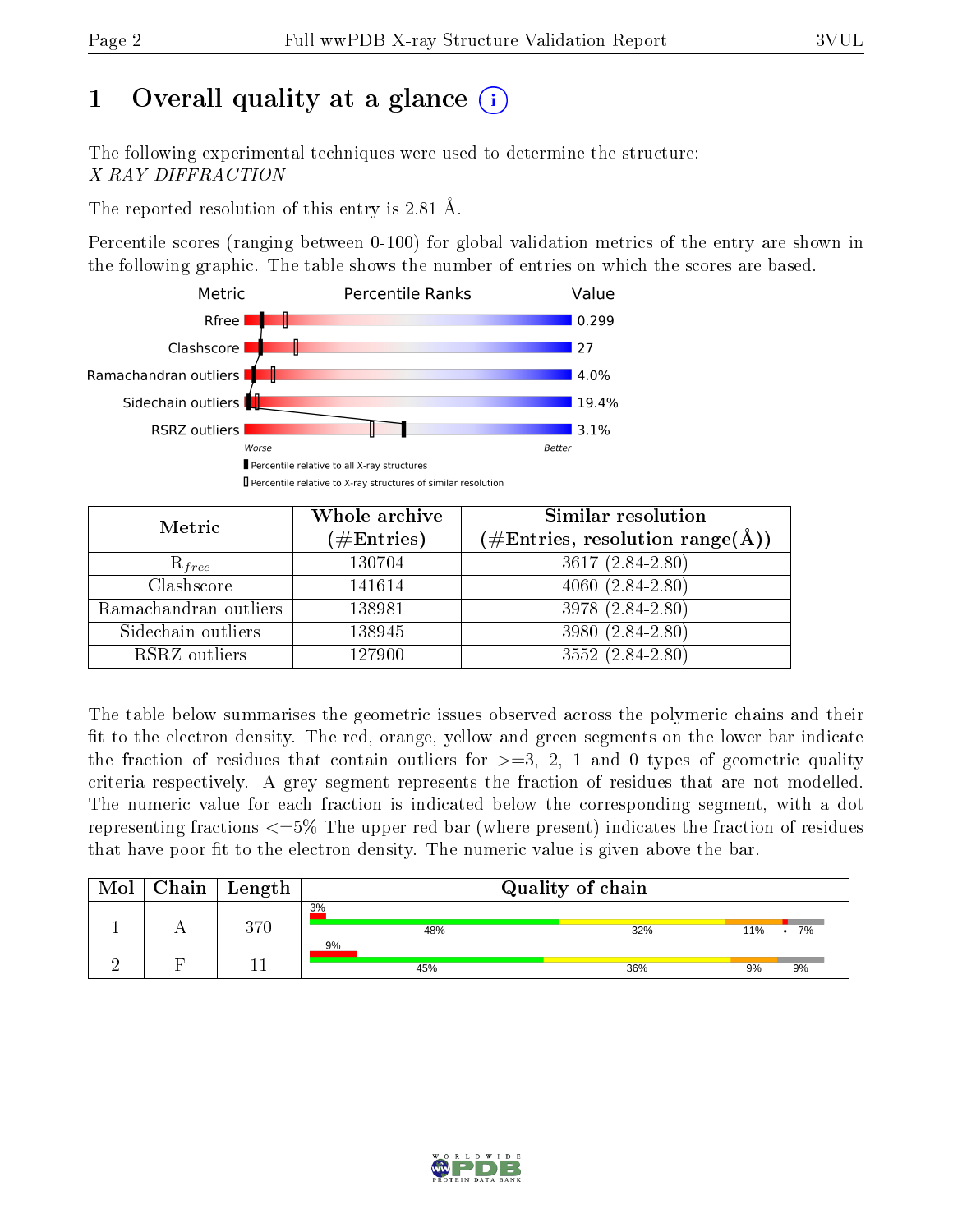# 1 Overall quality at a glance (i)

The following experimental techniques were used to determine the structure:
*X-RAY DIFFRACTION*

The reported resolution of this entry is 2.81 Å.

Percentile scores (ranging between 0-100) for global validation metrics of the entry are shown in the following graphic. The table shows the number of entries on which the scores are based.

| Metric | Value |
|---|---|
| Rfree | 0.299 |
| Clashscore | 27 |
| Ramachandran outliers | 4.0% |
| Sidechain outliers | 19.4% |
| RSRZ outliers | 3.1% |

Worse — Better

▮ Percentile relative to all X-ray structures
▯ Percentile relative to X-ray structures of similar resolution

| Metric | Whole archive (#Entries) | Similar resolution (#Entries, resolution range(Å)) |
|---|---|---|
| $R_{free}$ | 130704 | 3617 (2.84-2.80) |
| Clashscore | 141614 | 4060 (2.84-2.80) |
| Ramachandran outliers | 138981 | 3978 (2.84-2.80) |
| Sidechain outliers | 138945 | 3980 (2.84-2.80) |
| RSRZ outliers | 127900 | 3552 (2.84-2.80) |

The table below summarises the geometric issues observed across the polymeric chains and their fit to the electron density. The red, orange, yellow and green segments on the lower bar indicate the fraction of residues that contain outliers for >=3, 2, 1 and 0 types of geometric quality criteria respectively. A grey segment represents the fraction of residues that are not modelled. The numeric value for each fraction is indicated below the corresponding segment, with a dot representing fractions <=5% The upper red bar (where present) indicates the fraction of residues that have poor fit to the electron density. The numeric value is given above the bar.

| Mol | Chain | Length | Quality of chain |
|---|---|---|---|
| 1 | A | 370 | 3% (poor fit); 48% green, 32% yellow, 11% orange, • red, 7% grey |
| 2 | F | 11 | 9% (poor fit); 45% green, 36% yellow, 9% orange, 9% grey |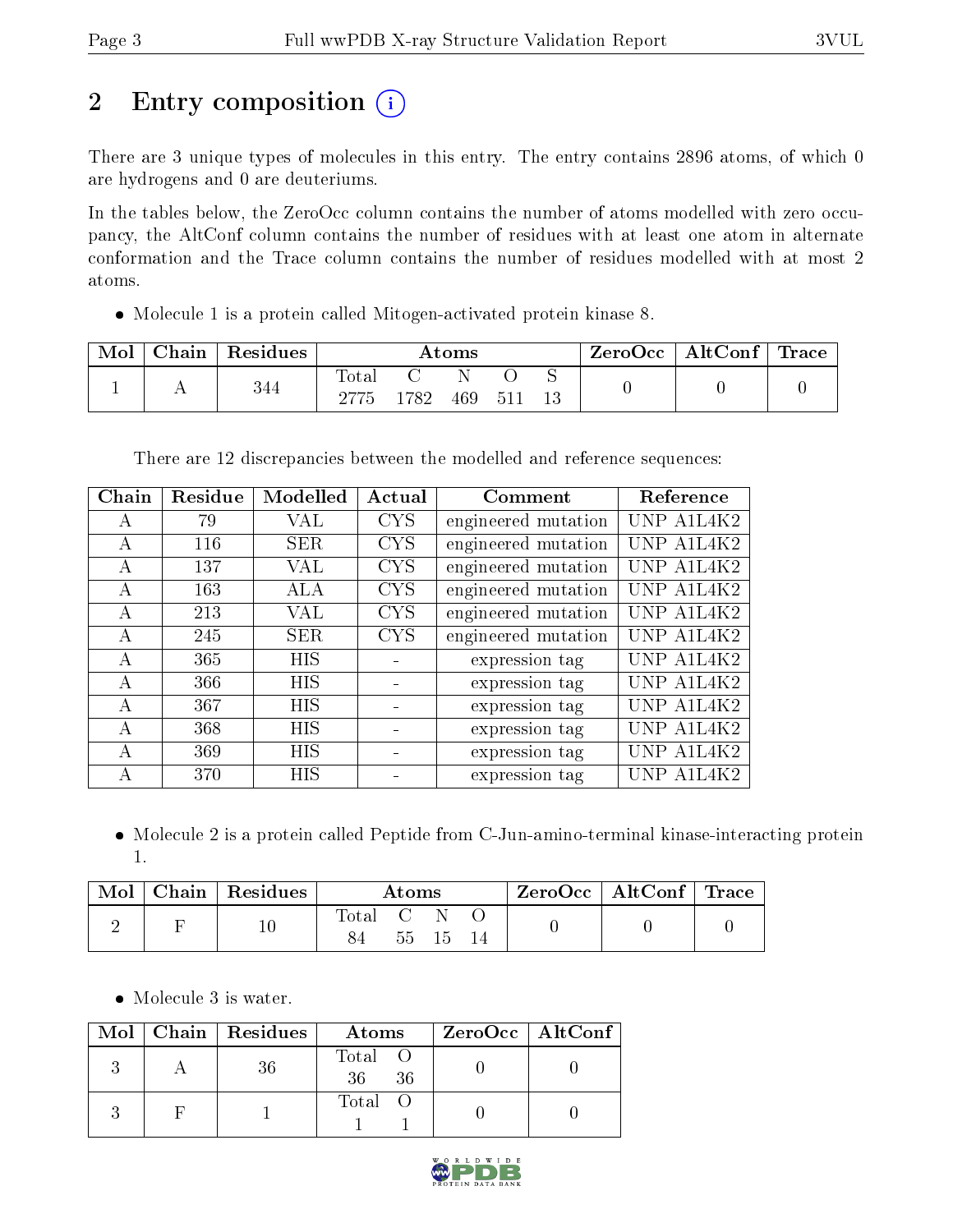# 2 Entry composition

There are 3 unique types of molecules in this entry. The entry contains 2896 atoms, of which 0 are hydrogens and 0 are deuteriums.

In the tables below, the ZeroOcc column contains the number of atoms modelled with zero occupancy, the AltConf column contains the number of residues with at least one atom in alternate conformation and the Trace column contains the number of residues modelled with at most 2 atoms.

- Molecule 1 is a protein called Mitogen-activated protein kinase 8.

| Mol | Chain | Residues | Atoms | | | | | ZeroOcc | AltConf | Trace |
|---|---|---|---|---|---|---|---|---|---|---|
| 1 | A | 344 | Total | C | N | O | S | 0 | 0 | 0 |
| | | | 2775 | 1782 | 469 | 511 | 13 | | | |

There are 12 discrepancies between the modelled and reference sequences:

| Chain | Residue | Modelled | Actual | Comment | Reference |
|---|---|---|---|---|---|
| A | 79 | VAL | CYS | engineered mutation | UNP A1L4K2 |
| A | 116 | SER | CYS | engineered mutation | UNP A1L4K2 |
| A | 137 | VAL | CYS | engineered mutation | UNP A1L4K2 |
| A | 163 | ALA | CYS | engineered mutation | UNP A1L4K2 |
| A | 213 | VAL | CYS | engineered mutation | UNP A1L4K2 |
| A | 245 | SER | CYS | engineered mutation | UNP A1L4K2 |
| A | 365 | HIS | - | expression tag | UNP A1L4K2 |
| A | 366 | HIS | - | expression tag | UNP A1L4K2 |
| A | 367 | HIS | - | expression tag | UNP A1L4K2 |
| A | 368 | HIS | - | expression tag | UNP A1L4K2 |
| A | 369 | HIS | - | expression tag | UNP A1L4K2 |
| A | 370 | HIS | - | expression tag | UNP A1L4K2 |

- Molecule 2 is a protein called Peptide from C-Jun-amino-terminal kinase-interacting protein 1.

| Mol | Chain | Residues | Atoms | | | | ZeroOcc | AltConf | Trace |
|---|---|---|---|---|---|---|---|---|---|
| 2 | F | 10 | Total | C | N | O | 0 | 0 | 0 |
| | | | 84 | 55 | 15 | 14 | | | |

- Molecule 3 is water.

| Mol | Chain | Residues | Atoms | | ZeroOcc | AltConf |
|---|---|---|---|---|---|---|
| 3 | A | 36 | Total | O | 0 | 0 |
| | | | 36 | 36 | | |
| 3 | F | 1 | Total | O | 0 | 0 |
| | | | 1 | 1 | | |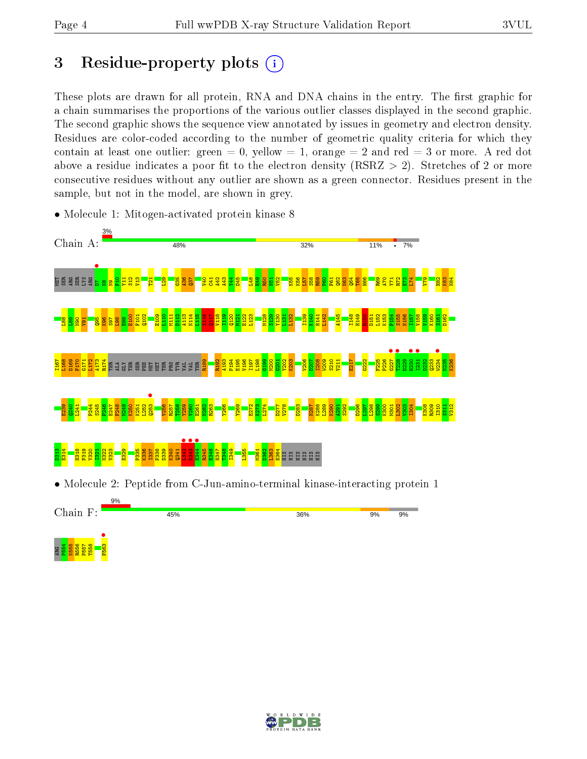# 3 Residue-property plots

These plots are drawn for all protein, RNA and DNA chains in the entry. The first graphic for a chain summarises the proportions of the various outlier classes displayed in the second graphic. The second graphic shows the sequence view annotated by issues in geometry and electron density. Residues are color-coded according to the number of geometric quality criteria for which they contain at least one outlier: green = 0, yellow = 1, orange = 2 and red = 3 or more. A red dot above a residue indicates a poor fit to the electron density (RSRZ > 2). Stretches of 2 or more consecutive residues without any outlier are shown as a green connector. Residues present in the sample, but not in the model, are shown in grey.

- Molecule 1: Mitogen-activated protein kinase 8

Chain A: 3% | 48% | 32% | 11% | • | 7%

MET SER ARG SER LYS ARG D7 N8 N9 F10 Y11 S12 V13 T21 L29 G35 A36 Q37 V40 C41 A42 A43 Y44 D45 L48 K49 R50 N51 V52 K55 K56 L57 S58 R59 P60 F61 Q62 N63 Q64 T65 H66 R69 A70 Y71 R72 E73 L74 V79 H82 K83 N84 L88 L89 N90 V91 Q95 K96 S97 L98 E99 E100 F101 Q102 E109 L110 M111 D112 A113 N114 L115 S116 Q117 V118 I119 Q120 M121 E122 L123 M128 S129 Y130 L131 L132 H139 A140 H141 L142 A145 I148 H149 R150 D151 L152 K153 P154 S155 N156 I157 V158 V159 K160 S161 D162 I167 L168 D169 F170 G171 L172 A173 R174 THR ALA GLY THR SER PHE MET MET THR PRO TYR VAL VAL THR R189 R192 A193 P194 E195 V196 I197 L198 G199 M200 G201 Y202 K203 V206 D207 I208 W209 S210 V211 E217 G222 F225 P226 G227 T228 D229 H230 I231 D232 Q233 W234 N235 K236 E239 Q240 L241 P244 S245 P246 E247 F248 M249 K250 K251 L252 Q253 V256 R257 T258 Y259 V260 E261 N262 R263 Y266 Y269 E272 K273 L274 D277 V278 D283 N287 K288 L289 K290 A291 S292 D296 L297 L298 S299 K300 M301 L302 V303 I304 K308 R309 I310 S311 V312 D313 E314 H318 P319 Y320 I321 N322 V323 E329 P335 K336 I337 P338 D339 K340 Q341 L342 D343 E344 R345 E346 H347 T348 I349 L355 M361 D362 L363 E364 HIS HIS HIS HIS HIS HIS

- Molecule 2: Peptide from C-Jun-amino-terminal kinase-interacting protein 1

Chain F: 9% | 45% | 36% | 9% | 9%

ARG P554 K555 R556 P557 T558 F563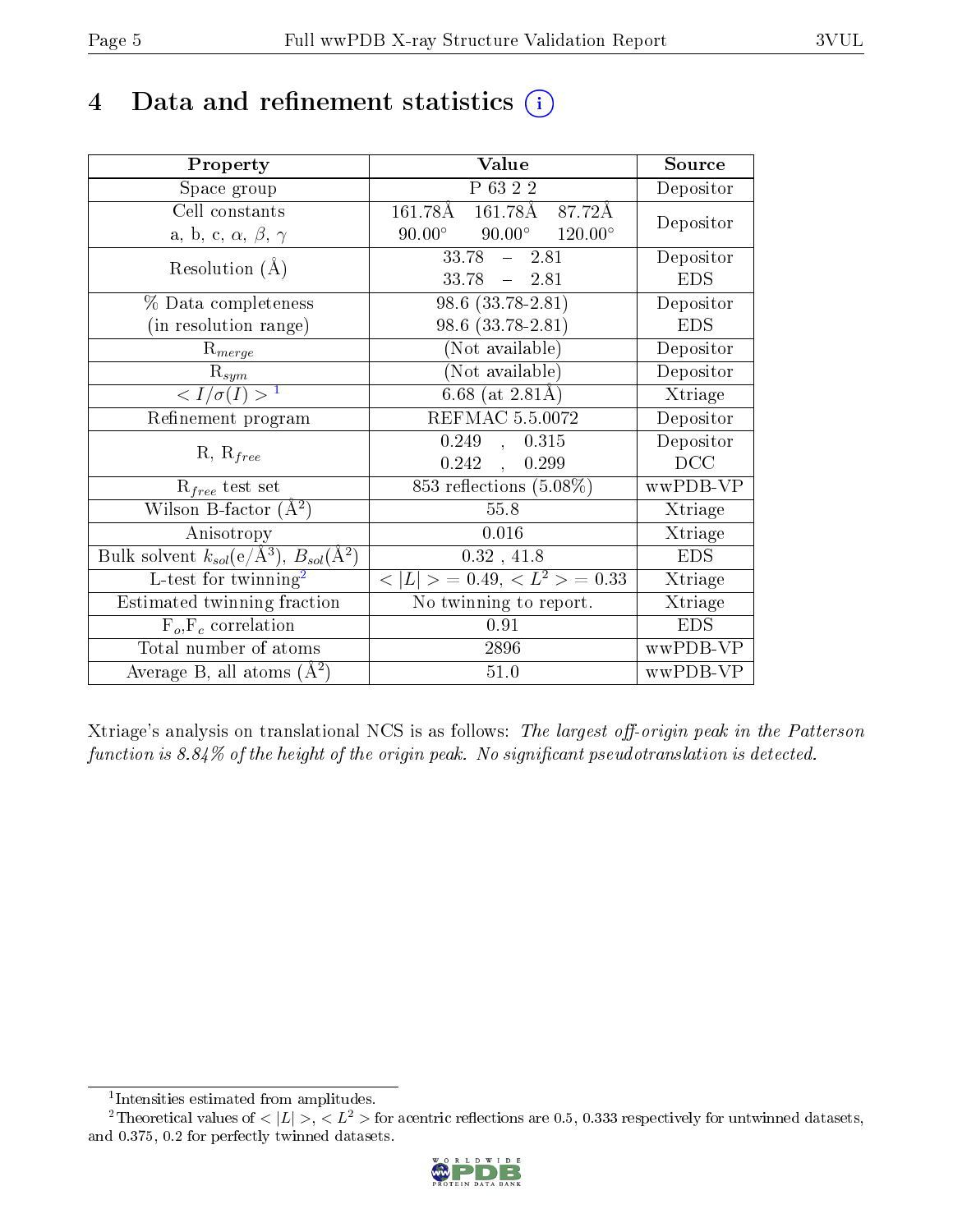# 4 Data and refinement statistics (i)

| Property | Value | Source |
|---|---|---|
| Space group | P 63 2 2 | Depositor |
| Cell constants<br>a, b, c, $\alpha$, $\beta$, $\gamma$ | 161.78Å 161.78Å 87.72Å<br>90.00° 90.00° 120.00° | Depositor |
| Resolution (Å) | 33.78 – 2.81<br>33.78 – 2.81 | Depositor<br>EDS |
| % Data completeness<br>(in resolution range) | 98.6 (33.78-2.81)<br>98.6 (33.78-2.81) | Depositor<br>EDS |
| $R_{merge}$ | (Not available) | Depositor |
| $R_{sym}$ | (Not available) | Depositor |
| $< I/\sigma(I) >$ [1] | 6.68 (at 2.81Å) | Xtriage |
| Refinement program | REFMAC 5.5.0072 | Depositor |
| R, $R_{free}$ | 0.249 , 0.315<br>0.242 , 0.299 | Depositor<br>DCC |
| $R_{free}$ test set | 853 reflections (5.08%) | wwPDB-VP |
| Wilson B-factor (Å$^2$) | 55.8 | Xtriage |
| Anisotropy | 0.016 | Xtriage |
| Bulk solvent $k_{sol}$(e/Å$^3$), $B_{sol}$(Å$^2$) | 0.32 , 41.8 | EDS |
| L-test for twinning[2] | $< \lvert L \rvert >$ = 0.49, $< L^2 >$ = 0.33 | Xtriage |
| Estimated twinning fraction | No twinning to report. | Xtriage |
| $F_o$,$F_c$ correlation | 0.91 | EDS |
| Total number of atoms | 2896 | wwPDB-VP |
| Average B, all atoms (Å$^2$) | 51.0 | wwPDB-VP |

Xtriage's analysis on translational NCS is as follows: *The largest off-origin peak in the Patterson function is 8.84% of the height of the origin peak. No significant pseudotranslation is detected.*

[1] Intensities estimated from amplitudes.

[2] Theoretical values of $< \lvert L \rvert >$, $< L^2 >$ for acentric reflections are 0.5, 0.333 respectively for untwinned datasets, and 0.375, 0.2 for perfectly twinned datasets.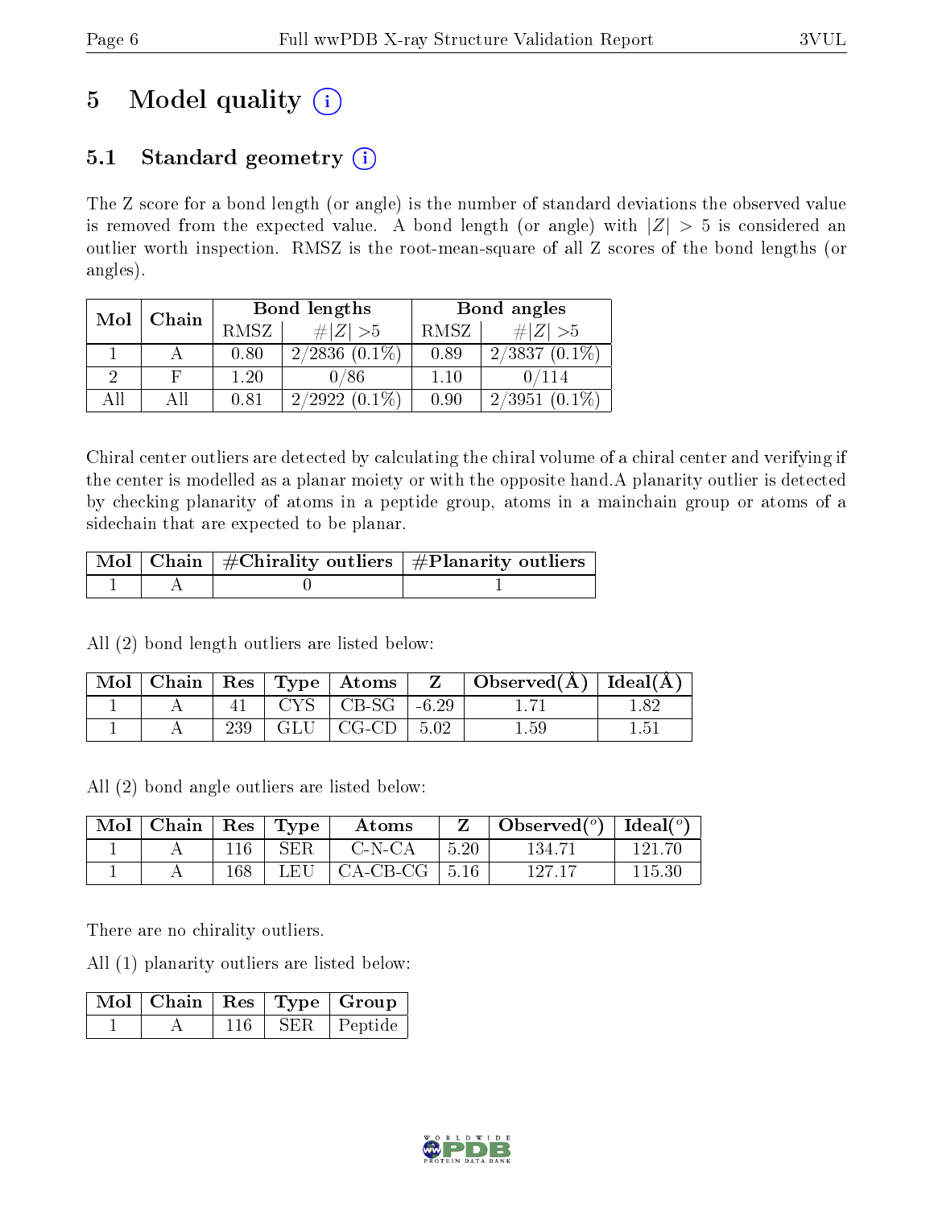# 5 Model quality (i)

## 5.1 Standard geometry (i)

The Z score for a bond length (or angle) is the number of standard deviations the observed value is removed from the expected value. A bond length (or angle) with $|Z| > 5$ is considered an outlier worth inspection. RMSZ is the root-mean-square of all Z scores of the bond lengths (or angles).

| Mol | Chain | Bond lengths | | Bond angles | |
|---|---|---|---|---|---|
| | | RMSZ | $\#\|Z\| > 5$ | RMSZ | $\#\|Z\| > 5$ |
| 1 | A | 0.80 | 2/2836 (0.1%) | 0.89 | 2/3837 (0.1%) |
| 2 | F | 1.20 | 0/86 | 1.10 | 0/114 |
| All | All | 0.81 | 2/2922 (0.1%) | 0.90 | 2/3951 (0.1%) |

Chiral center outliers are detected by calculating the chiral volume of a chiral center and verifying if the center is modelled as a planar moiety or with the opposite hand.A planarity outlier is detected by checking planarity of atoms in a peptide group, atoms in a mainchain group or atoms of a sidechain that are expected to be planar.

| Mol | Chain | #Chirality outliers | #Planarity outliers |
|---|---|---|---|
| 1 | A | 0 | 1 |

All (2) bond length outliers are listed below:

| Mol | Chain | Res | Type | Atoms | Z | Observed(Å) | Ideal(Å) |
|---|---|---|---|---|---|---|---|
| 1 | A | 41 | CYS | CB-SG | -6.29 | 1.71 | 1.82 |
| 1 | A | 239 | GLU | CG-CD | 5.02 | 1.59 | 1.51 |

All (2) bond angle outliers are listed below:

| Mol | Chain | Res | Type | Atoms | Z | Observed(°) | Ideal(°) |
|---|---|---|---|---|---|---|---|
| 1 | A | 116 | SER | C-N-CA | 5.20 | 134.71 | 121.70 |
| 1 | A | 168 | LEU | CA-CB-CG | 5.16 | 127.17 | 115.30 |

There are no chirality outliers.

All (1) planarity outliers are listed below:

| Mol | Chain | Res | Type | Group |
|---|---|---|---|---|
| 1 | A | 116 | SER | Peptide |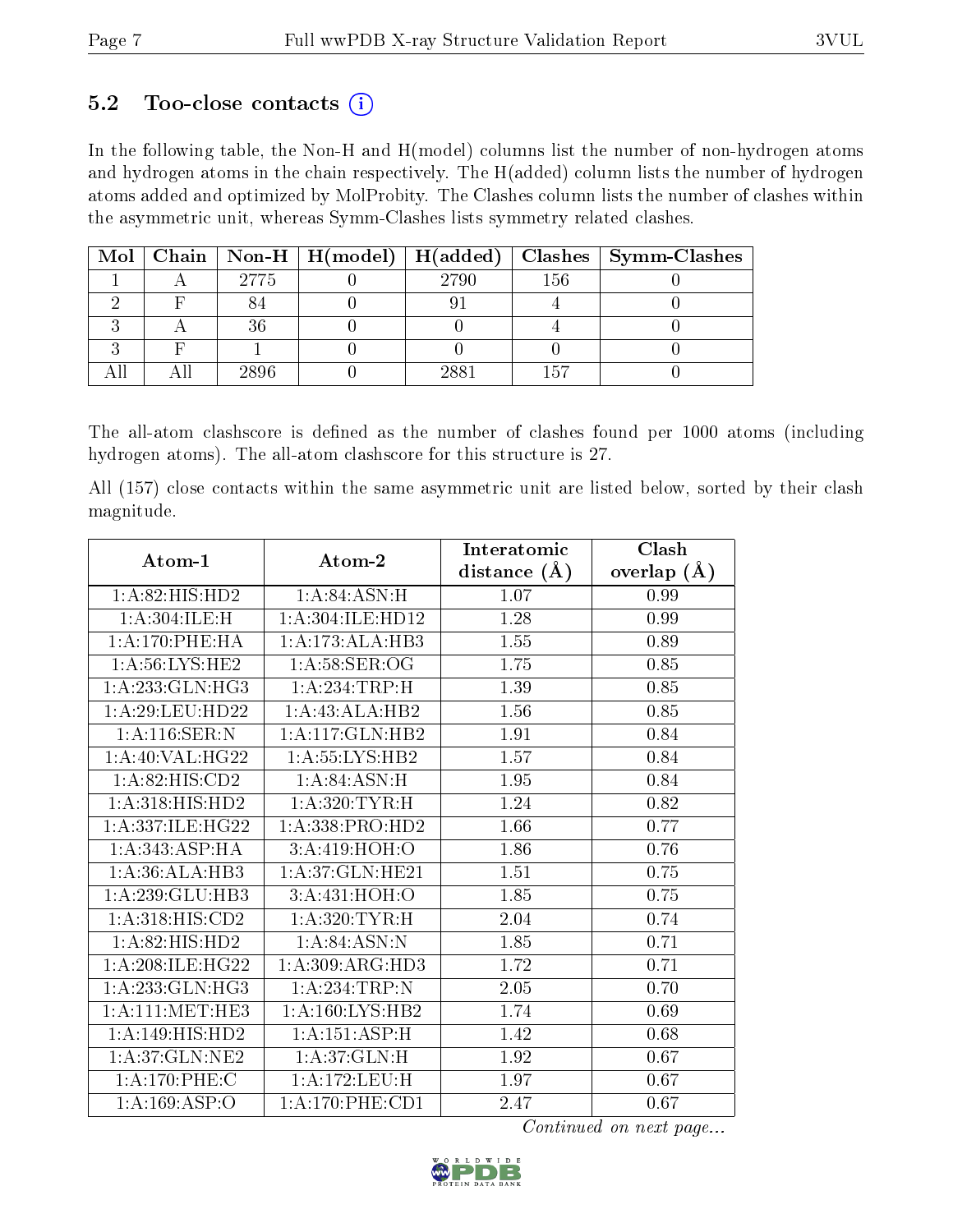### 5.2 Too-close contacts

In the following table, the Non-H and H(model) columns list the number of non-hydrogen atoms and hydrogen atoms in the chain respectively. The H(added) column lists the number of hydrogen atoms added and optimized by MolProbity. The Clashes column lists the number of clashes within the asymmetric unit, whereas Symm-Clashes lists symmetry related clashes.

| Mol | Chain | Non-H | H(model) | H(added) | Clashes | Symm-Clashes |
|---|---|---|---|---|---|---|
| 1 | A | 2775 | 0 | 2790 | 156 | 0 |
| 2 | F | 84 | 0 | 91 | 4 | 0 |
| 3 | A | 36 | 0 | 0 | 4 | 0 |
| 3 | F | 1 | 0 | 0 | 0 | 0 |
| All | All | 2896 | 0 | 2881 | 157 | 0 |

The all-atom clashscore is defined as the number of clashes found per 1000 atoms (including hydrogen atoms). The all-atom clashscore for this structure is 27.

All (157) close contacts within the same asymmetric unit are listed below, sorted by their clash magnitude.

| Atom-1 | Atom-2 | Interatomic distance (Å) | Clash overlap (Å) |
|---|---|---|---|
| 1:A:82:HIS:HD2 | 1:A:84:ASN:H | 1.07 | 0.99 |
| 1:A:304:ILE:H | 1:A:304:ILE:HD12 | 1.28 | 0.99 |
| 1:A:170:PHE:HA | 1:A:173:ALA:HB3 | 1.55 | 0.89 |
| 1:A:56:LYS:HE2 | 1:A:58:SER:OG | 1.75 | 0.85 |
| 1:A:233:GLN:HG3 | 1:A:234:TRP:H | 1.39 | 0.85 |
| 1:A:29:LEU:HD22 | 1:A:43:ALA:HB2 | 1.56 | 0.85 |
| 1:A:116:SER:N | 1:A:117:GLN:HB2 | 1.91 | 0.84 |
| 1:A:40:VAL:HG22 | 1:A:55:LYS:HB2 | 1.57 | 0.84 |
| 1:A:82:HIS:CD2 | 1:A:84:ASN:H | 1.95 | 0.84 |
| 1:A:318:HIS:HD2 | 1:A:320:TYR:H | 1.24 | 0.82 |
| 1:A:337:ILE:HG22 | 1:A:338:PRO:HD2 | 1.66 | 0.77 |
| 1:A:343:ASP:HA | 3:A:419:HOH:O | 1.86 | 0.76 |
| 1:A:36:ALA:HB3 | 1:A:37:GLN:HE21 | 1.51 | 0.75 |
| 1:A:239:GLU:HB3 | 3:A:431:HOH:O | 1.85 | 0.75 |
| 1:A:318:HIS:CD2 | 1:A:320:TYR:H | 2.04 | 0.74 |
| 1:A:82:HIS:HD2 | 1:A:84:ASN:N | 1.85 | 0.71 |
| 1:A:208:ILE:HG22 | 1:A:309:ARG:HD3 | 1.72 | 0.71 |
| 1:A:233:GLN:HG3 | 1:A:234:TRP:N | 2.05 | 0.70 |
| 1:A:111:MET:HE3 | 1:A:160:LYS:HB2 | 1.74 | 0.69 |
| 1:A:149:HIS:HD2 | 1:A:151:ASP:H | 1.42 | 0.68 |
| 1:A:37:GLN:NE2 | 1:A:37:GLN:H | 1.92 | 0.67 |
| 1:A:170:PHE:C | 1:A:172:LEU:H | 1.97 | 0.67 |
| 1:A:169:ASP:O | 1:A:170:PHE:CD1 | 2.47 | 0.67 |

*Continued on next page...*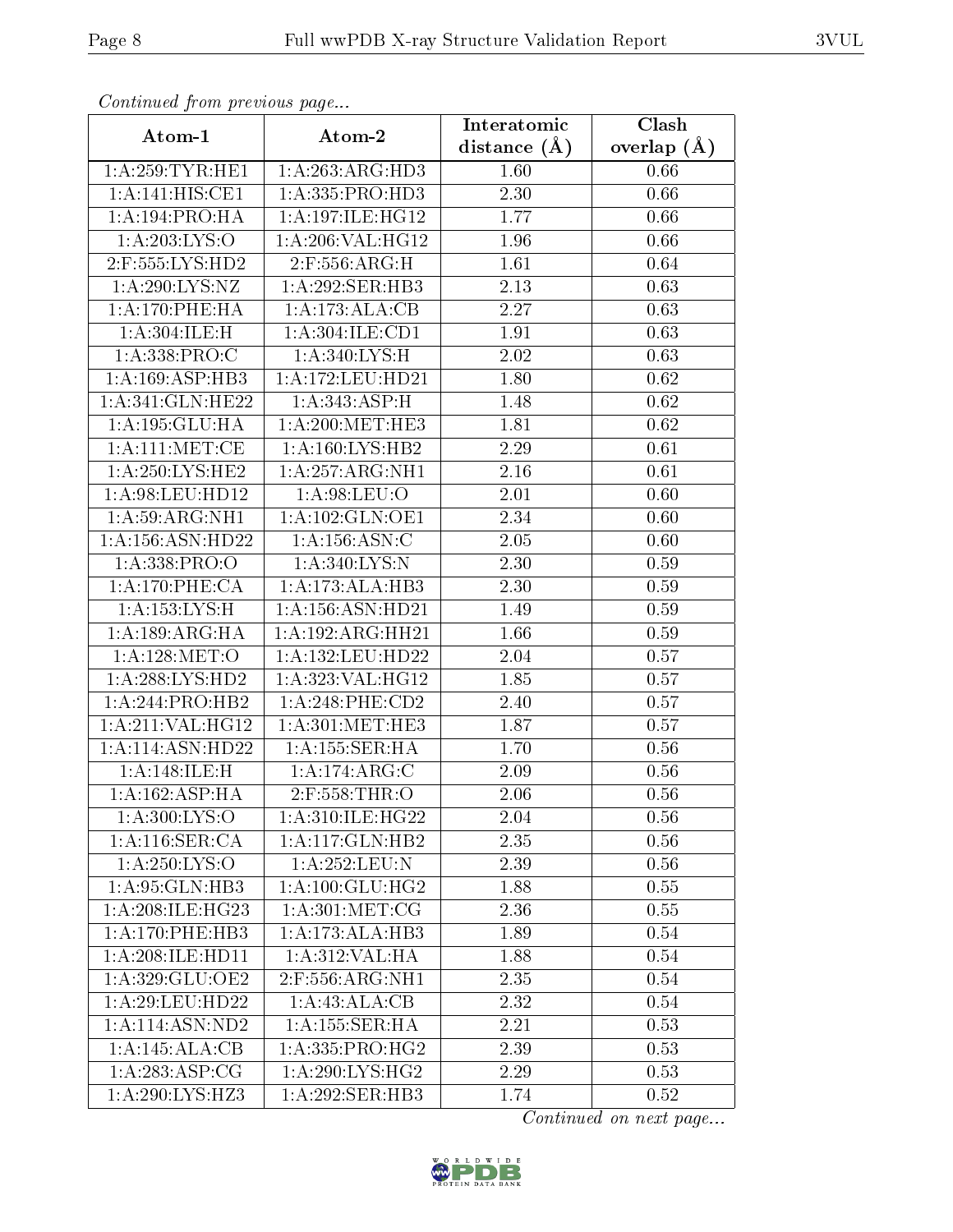*Continued from previous page...*

| Atom-1 | Atom-2 | Interatomic distance (Å) | Clash overlap (Å) |
|---|---|---|---|
| 1:A:259:TYR:HE1 | 1:A:263:ARG:HD3 | 1.60 | 0.66 |
| 1:A:141:HIS:CE1 | 1:A:335:PRO:HD3 | 2.30 | 0.66 |
| 1:A:194:PRO:HA | 1:A:197:ILE:HG12 | 1.77 | 0.66 |
| 1:A:203:LYS:O | 1:A:206:VAL:HG12 | 1.96 | 0.66 |
| 2:F:555:LYS:HD2 | 2:F:556:ARG:H | 1.61 | 0.64 |
| 1:A:290:LYS:NZ | 1:A:292:SER:HB3 | 2.13 | 0.63 |
| 1:A:170:PHE:HA | 1:A:173:ALA:CB | 2.27 | 0.63 |
| 1:A:304:ILE:H | 1:A:304:ILE:CD1 | 1.91 | 0.63 |
| 1:A:338:PRO:C | 1:A:340:LYS:H | 2.02 | 0.63 |
| 1:A:169:ASP:HB3 | 1:A:172:LEU:HD21 | 1.80 | 0.62 |
| 1:A:341:GLN:HE22 | 1:A:343:ASP:H | 1.48 | 0.62 |
| 1:A:195:GLU:HA | 1:A:200:MET:HE3 | 1.81 | 0.62 |
| 1:A:111:MET:CE | 1:A:160:LYS:HB2 | 2.29 | 0.61 |
| 1:A:250:LYS:HE2 | 1:A:257:ARG:NH1 | 2.16 | 0.61 |
| 1:A:98:LEU:HD12 | 1:A:98:LEU:O | 2.01 | 0.60 |
| 1:A:59:ARG:NH1 | 1:A:102:GLN:OE1 | 2.34 | 0.60 |
| 1:A:156:ASN:HD22 | 1:A:156:ASN:C | 2.05 | 0.60 |
| 1:A:338:PRO:O | 1:A:340:LYS:N | 2.30 | 0.59 |
| 1:A:170:PHE:CA | 1:A:173:ALA:HB3 | 2.30 | 0.59 |
| 1:A:153:LYS:H | 1:A:156:ASN:HD21 | 1.49 | 0.59 |
| 1:A:189:ARG:HA | 1:A:192:ARG:HH21 | 1.66 | 0.59 |
| 1:A:128:MET:O | 1:A:132:LEU:HD22 | 2.04 | 0.57 |
| 1:A:288:LYS:HD2 | 1:A:323:VAL:HG12 | 1.85 | 0.57 |
| 1:A:244:PRO:HB2 | 1:A:248:PHE:CD2 | 2.40 | 0.57 |
| 1:A:211:VAL:HG12 | 1:A:301:MET:HE3 | 1.87 | 0.57 |
| 1:A:114:ASN:HD22 | 1:A:155:SER:HA | 1.70 | 0.56 |
| 1:A:148:ILE:H | 1:A:174:ARG:C | 2.09 | 0.56 |
| 1:A:162:ASP:HA | 2:F:558:THR:O | 2.06 | 0.56 |
| 1:A:300:LYS:O | 1:A:310:ILE:HG22 | 2.04 | 0.56 |
| 1:A:116:SER:CA | 1:A:117:GLN:HB2 | 2.35 | 0.56 |
| 1:A:250:LYS:O | 1:A:252:LEU:N | 2.39 | 0.56 |
| 1:A:95:GLN:HB3 | 1:A:100:GLU:HG2 | 1.88 | 0.55 |
| 1:A:208:ILE:HG23 | 1:A:301:MET:CG | 2.36 | 0.55 |
| 1:A:170:PHE:HB3 | 1:A:173:ALA:HB3 | 1.89 | 0.54 |
| 1:A:208:ILE:HD11 | 1:A:312:VAL:HA | 1.88 | 0.54 |
| 1:A:329:GLU:OE2 | 2:F:556:ARG:NH1 | 2.35 | 0.54 |
| 1:A:29:LEU:HD22 | 1:A:43:ALA:CB | 2.32 | 0.54 |
| 1:A:114:ASN:ND2 | 1:A:155:SER:HA | 2.21 | 0.53 |
| 1:A:145:ALA:CB | 1:A:335:PRO:HG2 | 2.39 | 0.53 |
| 1:A:283:ASP:CG | 1:A:290:LYS:HG2 | 2.29 | 0.53 |
| 1:A:290:LYS:HZ3 | 1:A:292:SER:HB3 | 1.74 | 0.52 |

*Continued on next page...*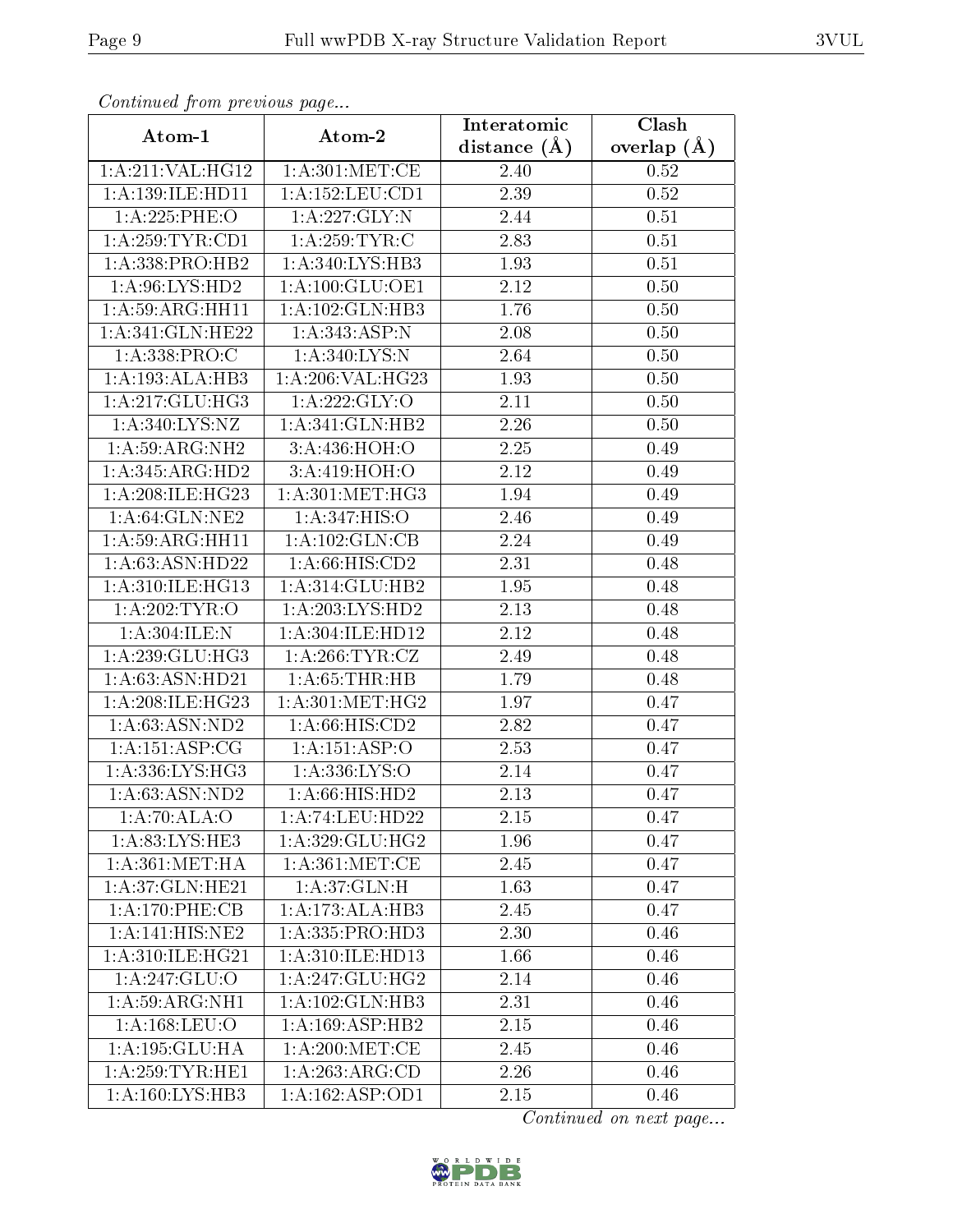*Continued from previous page...*

| Atom-1 | Atom-2 | Interatomic distance (Å) | Clash overlap (Å) |
|---|---|---|---|
| 1:A:211:VAL:HG12 | 1:A:301:MET:CE | 2.40 | 0.52 |
| 1:A:139:ILE:HD11 | 1:A:152:LEU:CD1 | 2.39 | 0.52 |
| 1:A:225:PHE:O | 1:A:227:GLY:N | 2.44 | 0.51 |
| 1:A:259:TYR:CD1 | 1:A:259:TYR:C | 2.83 | 0.51 |
| 1:A:338:PRO:HB2 | 1:A:340:LYS:HB3 | 1.93 | 0.51 |
| 1:A:96:LYS:HD2 | 1:A:100:GLU:OE1 | 2.12 | 0.50 |
| 1:A:59:ARG:HH11 | 1:A:102:GLN:HB3 | 1.76 | 0.50 |
| 1:A:341:GLN:HE22 | 1:A:343:ASP:N | 2.08 | 0.50 |
| 1:A:338:PRO:C | 1:A:340:LYS:N | 2.64 | 0.50 |
| 1:A:193:ALA:HB3 | 1:A:206:VAL:HG23 | 1.93 | 0.50 |
| 1:A:217:GLU:HG3 | 1:A:222:GLY:O | 2.11 | 0.50 |
| 1:A:340:LYS:NZ | 1:A:341:GLN:HB2 | 2.26 | 0.50 |
| 1:A:59:ARG:NH2 | 3:A:436:HOH:O | 2.25 | 0.49 |
| 1:A:345:ARG:HD2 | 3:A:419:HOH:O | 2.12 | 0.49 |
| 1:A:208:ILE:HG23 | 1:A:301:MET:HG3 | 1.94 | 0.49 |
| 1:A:64:GLN:NE2 | 1:A:347:HIS:O | 2.46 | 0.49 |
| 1:A:59:ARG:HH11 | 1:A:102:GLN:CB | 2.24 | 0.49 |
| 1:A:63:ASN:HD22 | 1:A:66:HIS:CD2 | 2.31 | 0.48 |
| 1:A:310:ILE:HG13 | 1:A:314:GLU:HB2 | 1.95 | 0.48 |
| 1:A:202:TYR:O | 1:A:203:LYS:HD2 | 2.13 | 0.48 |
| 1:A:304:ILE:N | 1:A:304:ILE:HD12 | 2.12 | 0.48 |
| 1:A:239:GLU:HG3 | 1:A:266:TYR:CZ | 2.49 | 0.48 |
| 1:A:63:ASN:HD21 | 1:A:65:THR:HB | 1.79 | 0.48 |
| 1:A:208:ILE:HG23 | 1:A:301:MET:HG2 | 1.97 | 0.47 |
| 1:A:63:ASN:ND2 | 1:A:66:HIS:CD2 | 2.82 | 0.47 |
| 1:A:151:ASP:CG | 1:A:151:ASP:O | 2.53 | 0.47 |
| 1:A:336:LYS:HG3 | 1:A:336:LYS:O | 2.14 | 0.47 |
| 1:A:63:ASN:ND2 | 1:A:66:HIS:HD2 | 2.13 | 0.47 |
| 1:A:70:ALA:O | 1:A:74:LEU:HD22 | 2.15 | 0.47 |
| 1:A:83:LYS:HE3 | 1:A:329:GLU:HG2 | 1.96 | 0.47 |
| 1:A:361:MET:HA | 1:A:361:MET:CE | 2.45 | 0.47 |
| 1:A:37:GLN:HE21 | 1:A:37:GLN:H | 1.63 | 0.47 |
| 1:A:170:PHE:CB | 1:A:173:ALA:HB3 | 2.45 | 0.47 |
| 1:A:141:HIS:NE2 | 1:A:335:PRO:HD3 | 2.30 | 0.46 |
| 1:A:310:ILE:HG21 | 1:A:310:ILE:HD13 | 1.66 | 0.46 |
| 1:A:247:GLU:O | 1:A:247:GLU:HG2 | 2.14 | 0.46 |
| 1:A:59:ARG:NH1 | 1:A:102:GLN:HB3 | 2.31 | 0.46 |
| 1:A:168:LEU:O | 1:A:169:ASP:HB2 | 2.15 | 0.46 |
| 1:A:195:GLU:HA | 1:A:200:MET:CE | 2.45 | 0.46 |
| 1:A:259:TYR:HE1 | 1:A:263:ARG:CD | 2.26 | 0.46 |
| 1:A:160:LYS:HB3 | 1:A:162:ASP:OD1 | 2.15 | 0.46 |

*Continued on next page...*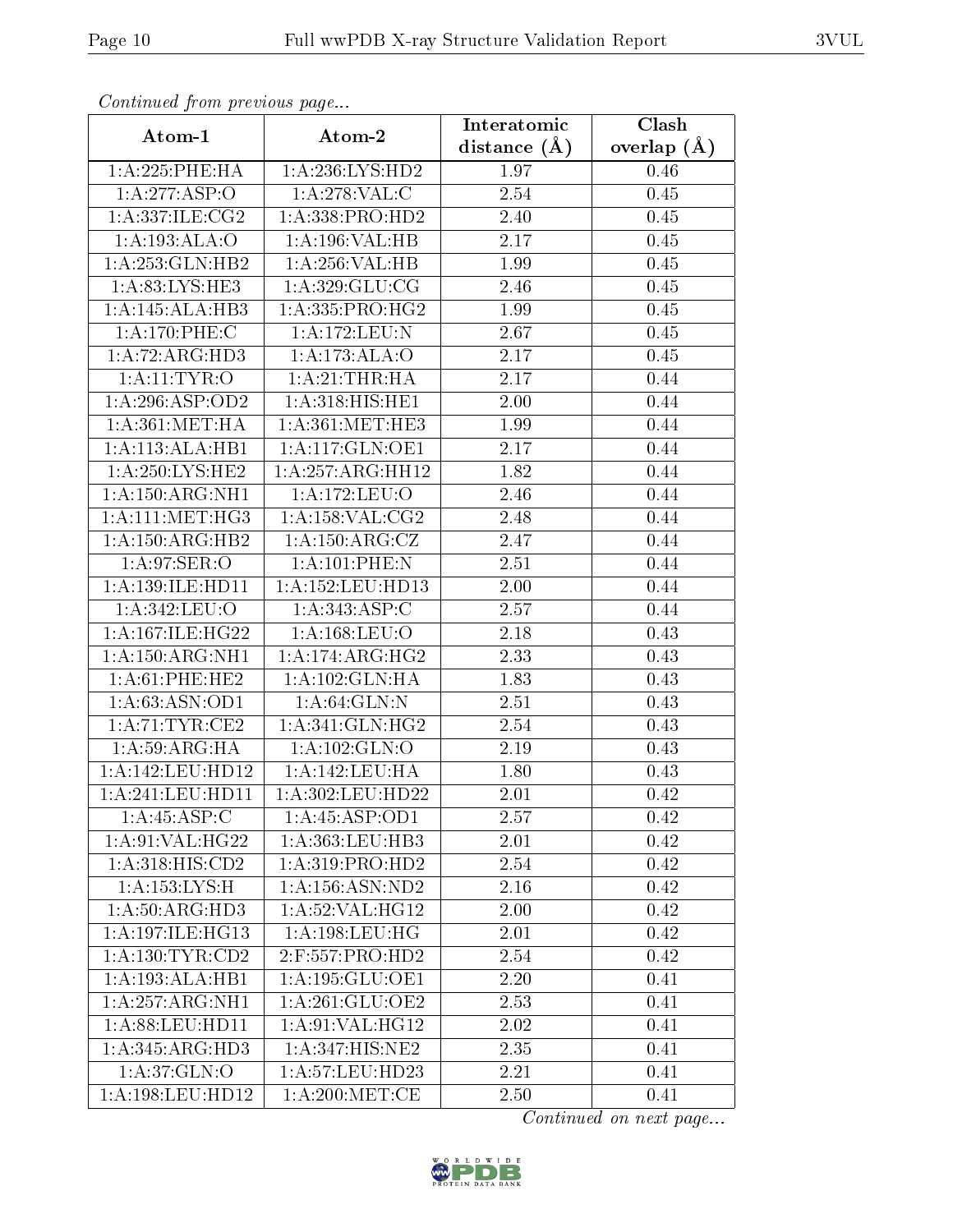*Continued from previous page...*

| Atom-1 | Atom-2 | Interatomic distance (Å) | Clash overlap (Å) |
|---|---|---|---|
| 1:A:225:PHE:HA | 1:A:236:LYS:HD2 | 1.97 | 0.46 |
| 1:A:277:ASP:O | 1:A:278:VAL:C | 2.54 | 0.45 |
| 1:A:337:ILE:CG2 | 1:A:338:PRO:HD2 | 2.40 | 0.45 |
| 1:A:193:ALA:O | 1:A:196:VAL:HB | 2.17 | 0.45 |
| 1:A:253:GLN:HB2 | 1:A:256:VAL:HB | 1.99 | 0.45 |
| 1:A:83:LYS:HE3 | 1:A:329:GLU:CG | 2.46 | 0.45 |
| 1:A:145:ALA:HB3 | 1:A:335:PRO:HG2 | 1.99 | 0.45 |
| 1:A:170:PHE:C | 1:A:172:LEU:N | 2.67 | 0.45 |
| 1:A:72:ARG:HD3 | 1:A:173:ALA:O | 2.17 | 0.45 |
| 1:A:11:TYR:O | 1:A:21:THR:HA | 2.17 | 0.44 |
| 1:A:296:ASP:OD2 | 1:A:318:HIS:HE1 | 2.00 | 0.44 |
| 1:A:361:MET:HA | 1:A:361:MET:HE3 | 1.99 | 0.44 |
| 1:A:113:ALA:HB1 | 1:A:117:GLN:OE1 | 2.17 | 0.44 |
| 1:A:250:LYS:HE2 | 1:A:257:ARG:HH12 | 1.82 | 0.44 |
| 1:A:150:ARG:NH1 | 1:A:172:LEU:O | 2.46 | 0.44 |
| 1:A:111:MET:HG3 | 1:A:158:VAL:CG2 | 2.48 | 0.44 |
| 1:A:150:ARG:HB2 | 1:A:150:ARG:CZ | 2.47 | 0.44 |
| 1:A:97:SER:O | 1:A:101:PHE:N | 2.51 | 0.44 |
| 1:A:139:ILE:HD11 | 1:A:152:LEU:HD13 | 2.00 | 0.44 |
| 1:A:342:LEU:O | 1:A:343:ASP:C | 2.57 | 0.44 |
| 1:A:167:ILE:HG22 | 1:A:168:LEU:O | 2.18 | 0.43 |
| 1:A:150:ARG:NH1 | 1:A:174:ARG:HG2 | 2.33 | 0.43 |
| 1:A:61:PHE:HE2 | 1:A:102:GLN:HA | 1.83 | 0.43 |
| 1:A:63:ASN:OD1 | 1:A:64:GLN:N | 2.51 | 0.43 |
| 1:A:71:TYR:CE2 | 1:A:341:GLN:HG2 | 2.54 | 0.43 |
| 1:A:59:ARG:HA | 1:A:102:GLN:O | 2.19 | 0.43 |
| 1:A:142:LEU:HD12 | 1:A:142:LEU:HA | 1.80 | 0.43 |
| 1:A:241:LEU:HD11 | 1:A:302:LEU:HD22 | 2.01 | 0.42 |
| 1:A:45:ASP:C | 1:A:45:ASP:OD1 | 2.57 | 0.42 |
| 1:A:91:VAL:HG22 | 1:A:363:LEU:HB3 | 2.01 | 0.42 |
| 1:A:318:HIS:CD2 | 1:A:319:PRO:HD2 | 2.54 | 0.42 |
| 1:A:153:LYS:H | 1:A:156:ASN:ND2 | 2.16 | 0.42 |
| 1:A:50:ARG:HD3 | 1:A:52:VAL:HG12 | 2.00 | 0.42 |
| 1:A:197:ILE:HG13 | 1:A:198:LEU:HG | 2.01 | 0.42 |
| 1:A:130:TYR:CD2 | 2:F:557:PRO:HD2 | 2.54 | 0.42 |
| 1:A:193:ALA:HB1 | 1:A:195:GLU:OE1 | 2.20 | 0.41 |
| 1:A:257:ARG:NH1 | 1:A:261:GLU:OE2 | 2.53 | 0.41 |
| 1:A:88:LEU:HD11 | 1:A:91:VAL:HG12 | 2.02 | 0.41 |
| 1:A:345:ARG:HD3 | 1:A:347:HIS:NE2 | 2.35 | 0.41 |
| 1:A:37:GLN:O | 1:A:57:LEU:HD23 | 2.21 | 0.41 |
| 1:A:198:LEU:HD12 | 1:A:200:MET:CE | 2.50 | 0.41 |

*Continued on next page...*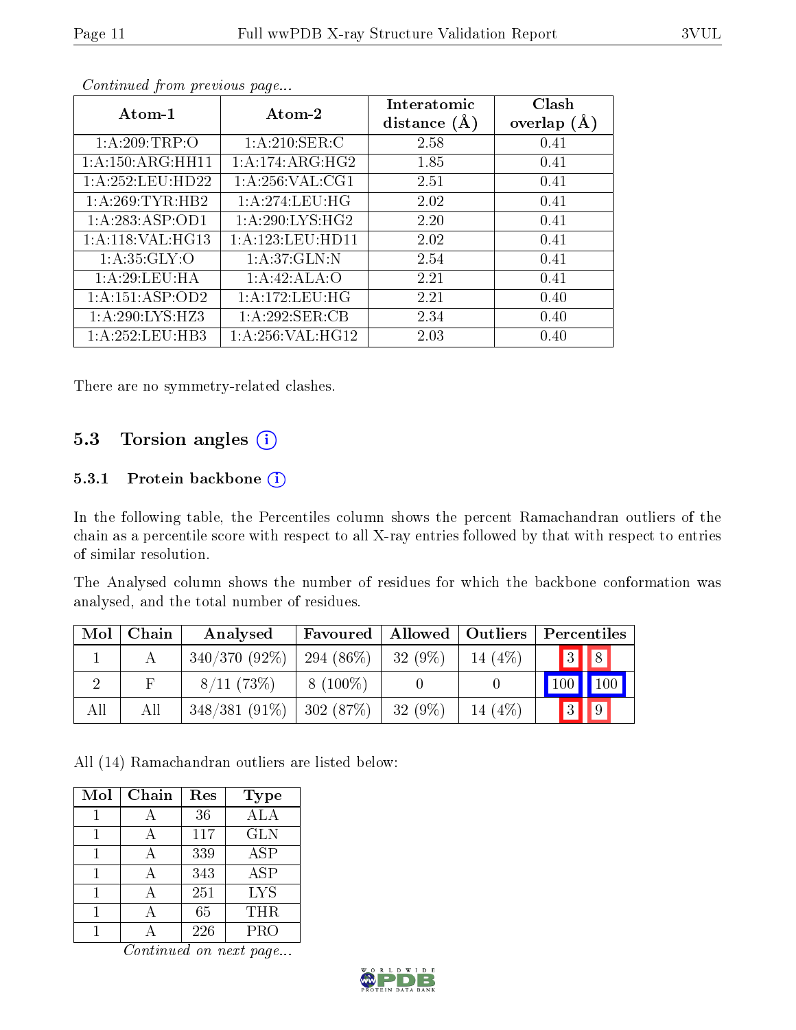*Continued from previous page...*

| Atom-1 | Atom-2 | Interatomic distance (Å) | Clash overlap (Å) |
|---|---|---|---|
| 1:A:209:TRP:O | 1:A:210:SER:C | 2.58 | 0.41 |
| 1:A:150:ARG:HH11 | 1:A:174:ARG:HG2 | 1.85 | 0.41 |
| 1:A:252:LEU:HD22 | 1:A:256:VAL:CG1 | 2.51 | 0.41 |
| 1:A:269:TYR:HB2 | 1:A:274:LEU:HG | 2.02 | 0.41 |
| 1:A:283:ASP:OD1 | 1:A:290:LYS:HG2 | 2.20 | 0.41 |
| 1:A:118:VAL:HG13 | 1:A:123:LEU:HD11 | 2.02 | 0.41 |
| 1:A:35:GLY:O | 1:A:37:GLN:N | 2.54 | 0.41 |
| 1:A:29:LEU:HA | 1:A:42:ALA:O | 2.21 | 0.41 |
| 1:A:151:ASP:OD2 | 1:A:172:LEU:HG | 2.21 | 0.40 |
| 1:A:290:LYS:HZ3 | 1:A:292:SER:CB | 2.34 | 0.40 |
| 1:A:252:LEU:HB3 | 1:A:256:VAL:HG12 | 2.03 | 0.40 |

There are no symmetry-related clashes.

## 5.3 Torsion angles

### 5.3.1 Protein backbone

In the following table, the Percentiles column shows the percent Ramachandran outliers of the chain as a percentile score with respect to all X-ray entries followed by that with respect to entries of similar resolution.

The Analysed column shows the number of residues for which the backbone conformation was analysed, and the total number of residues.

| Mol | Chain | Analysed | Favoured | Allowed | Outliers | Percentiles | |
|---|---|---|---|---|---|---|---|
| 1 | A | 340/370 (92%) | 294 (86%) | 32 (9%) | 14 (4%) | 3 | 8 |
| 2 | F | 8/11 (73%) | 8 (100%) | 0 | 0 | 100 | 100 |
| All | All | 348/381 (91%) | 302 (87%) | 32 (9%) | 14 (4%) | 3 | 9 |

All (14) Ramachandran outliers are listed below:

| Mol | Chain | Res | Type |
|---|---|---|---|
| 1 | A | 36 | ALA |
| 1 | A | 117 | GLN |
| 1 | A | 339 | ASP |
| 1 | A | 343 | ASP |
| 1 | A | 251 | LYS |
| 1 | A | 65 | THR |
| 1 | A | 226 | PRO |

*Continued on next page...*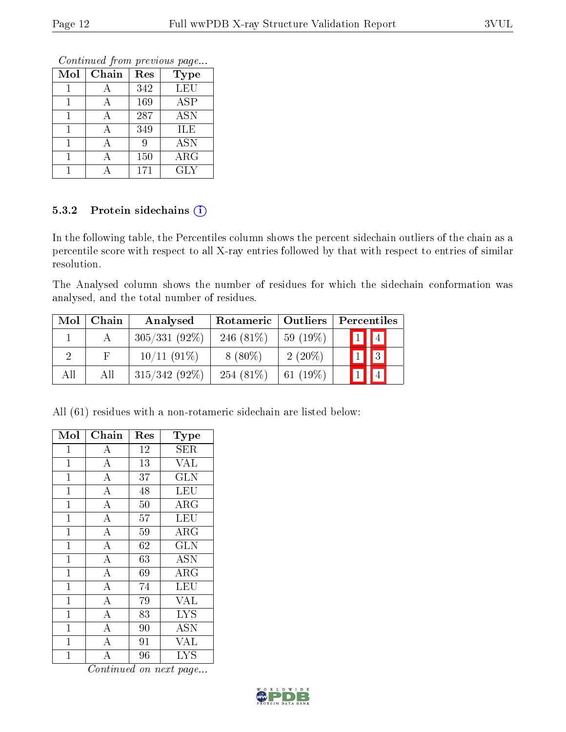*Continued from previous page...*

| Mol | Chain | Res | Type |
|---|---|---|---|
| 1 | A | 342 | LEU |
| 1 | A | 169 | ASP |
| 1 | A | 287 | ASN |
| 1 | A | 349 | ILE |
| 1 | A | 9 | ASN |
| 1 | A | 150 | ARG |
| 1 | A | 171 | GLY |

### 5.3.2 Protein sidechains

In the following table, the Percentiles column shows the percent sidechain outliers of the chain as a percentile score with respect to all X-ray entries followed by that with respect to entries of similar resolution.

The Analysed column shows the number of residues for which the sidechain conformation was analysed, and the total number of residues.

| Mol | Chain | Analysed | Rotameric | Outliers | Percentiles | |
|---|---|---|---|---|---|---|
| 1 | A | 305/331 (92%) | 246 (81%) | 59 (19%) | 1 | 4 |
| 2 | F | 10/11 (91%) | 8 (80%) | 2 (20%) | 1 | 3 |
| All | All | 315/342 (92%) | 254 (81%) | 61 (19%) | 1 | 4 |

All (61) residues with a non-rotameric sidechain are listed below:

| Mol | Chain | Res | Type |
|---|---|---|---|
| 1 | A | 12 | SER |
| 1 | A | 13 | VAL |
| 1 | A | 37 | GLN |
| 1 | A | 48 | LEU |
| 1 | A | 50 | ARG |
| 1 | A | 57 | LEU |
| 1 | A | 59 | ARG |
| 1 | A | 62 | GLN |
| 1 | A | 63 | ASN |
| 1 | A | 69 | ARG |
| 1 | A | 74 | LEU |
| 1 | A | 79 | VAL |
| 1 | A | 83 | LYS |
| 1 | A | 90 | ASN |
| 1 | A | 91 | VAL |
| 1 | A | 96 | LYS |

*Continued on next page...*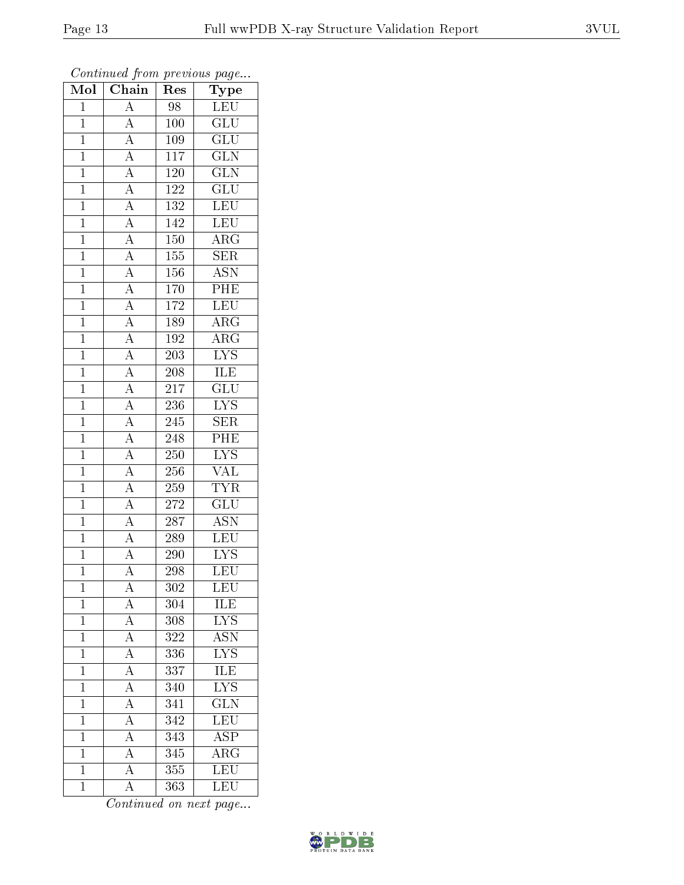*Continued from previous page...*

| Mol | Chain | Res | Type |
|---|---|---|---|
| 1 | A | 98 | LEU |
| 1 | A | 100 | GLU |
| 1 | A | 109 | GLU |
| 1 | A | 117 | GLN |
| 1 | A | 120 | GLN |
| 1 | A | 122 | GLU |
| 1 | A | 132 | LEU |
| 1 | A | 142 | LEU |
| 1 | A | 150 | ARG |
| 1 | A | 155 | SER |
| 1 | A | 156 | ASN |
| 1 | A | 170 | PHE |
| 1 | A | 172 | LEU |
| 1 | A | 189 | ARG |
| 1 | A | 192 | ARG |
| 1 | A | 203 | LYS |
| 1 | A | 208 | ILE |
| 1 | A | 217 | GLU |
| 1 | A | 236 | LYS |
| 1 | A | 245 | SER |
| 1 | A | 248 | PHE |
| 1 | A | 250 | LYS |
| 1 | A | 256 | VAL |
| 1 | A | 259 | TYR |
| 1 | A | 272 | GLU |
| 1 | A | 287 | ASN |
| 1 | A | 289 | LEU |
| 1 | A | 290 | LYS |
| 1 | A | 298 | LEU |
| 1 | A | 302 | LEU |
| 1 | A | 304 | ILE |
| 1 | A | 308 | LYS |
| 1 | A | 322 | ASN |
| 1 | A | 336 | LYS |
| 1 | A | 337 | ILE |
| 1 | A | 340 | LYS |
| 1 | A | 341 | GLN |
| 1 | A | 342 | LEU |
| 1 | A | 343 | ASP |
| 1 | A | 345 | ARG |
| 1 | A | 355 | LEU |
| 1 | A | 363 | LEU |

*Continued on next page...*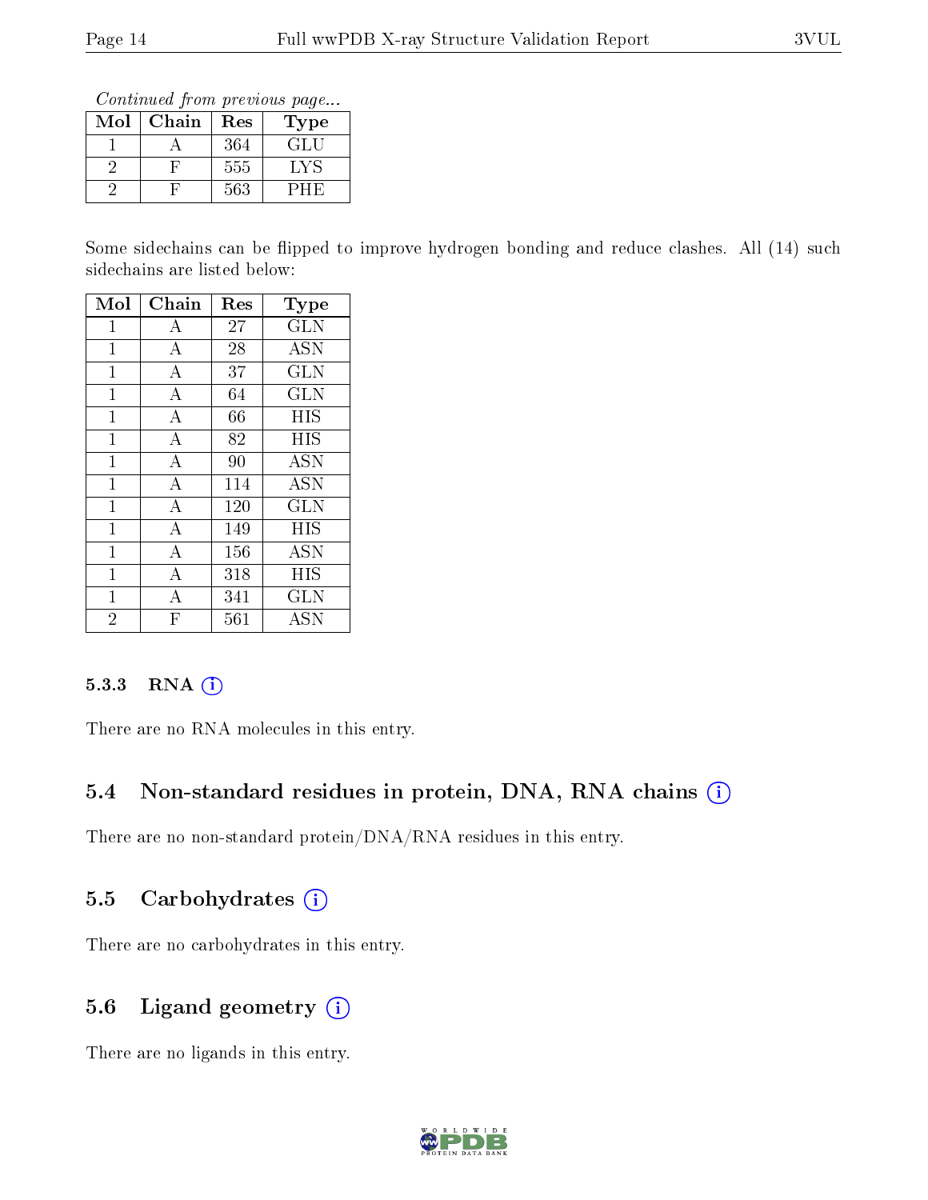*Continued from previous page...*

| Mol | Chain | Res | Type |
|---|---|---|---|
| 1 | A | 364 | GLU |
| 2 | F | 555 | LYS |
| 2 | F | 563 | PHE |

Some sidechains can be flipped to improve hydrogen bonding and reduce clashes. All (14) such sidechains are listed below:

| Mol | Chain | Res | Type |
|---|---|---|---|
| 1 | A | 27 | GLN |
| 1 | A | 28 | ASN |
| 1 | A | 37 | GLN |
| 1 | A | 64 | GLN |
| 1 | A | 66 | HIS |
| 1 | A | 82 | HIS |
| 1 | A | 90 | ASN |
| 1 | A | 114 | ASN |
| 1 | A | 120 | GLN |
| 1 | A | 149 | HIS |
| 1 | A | 156 | ASN |
| 1 | A | 318 | HIS |
| 1 | A | 341 | GLN |
| 2 | F | 561 | ASN |

### 5.3.3 RNA

There are no RNA molecules in this entry.

## 5.4 Non-standard residues in protein, DNA, RNA chains

There are no non-standard protein/DNA/RNA residues in this entry.

## 5.5 Carbohydrates

There are no carbohydrates in this entry.

## 5.6 Ligand geometry

There are no ligands in this entry.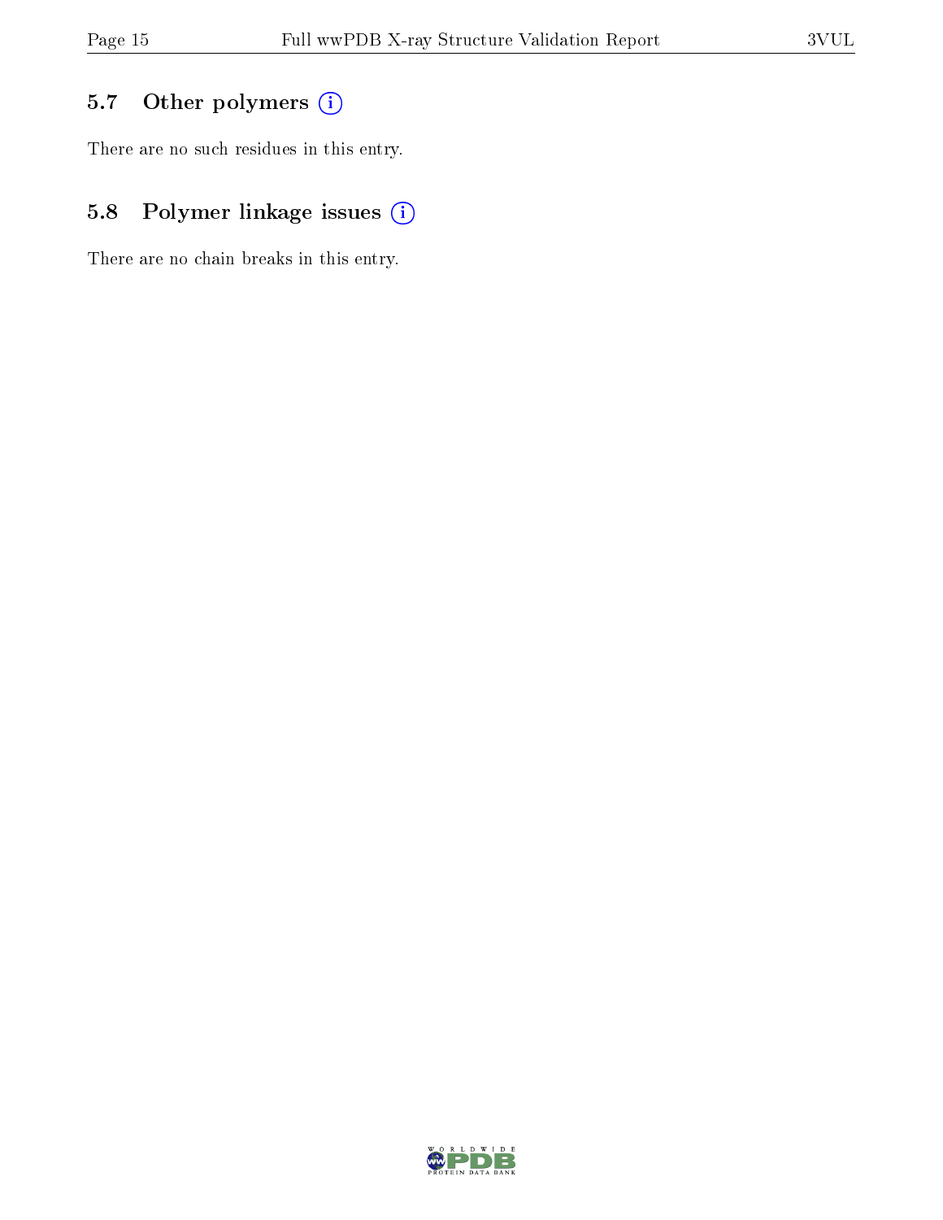### 5.7 Other polymers

There are no such residues in this entry.

### 5.8 Polymer linkage issues

There are no chain breaks in this entry.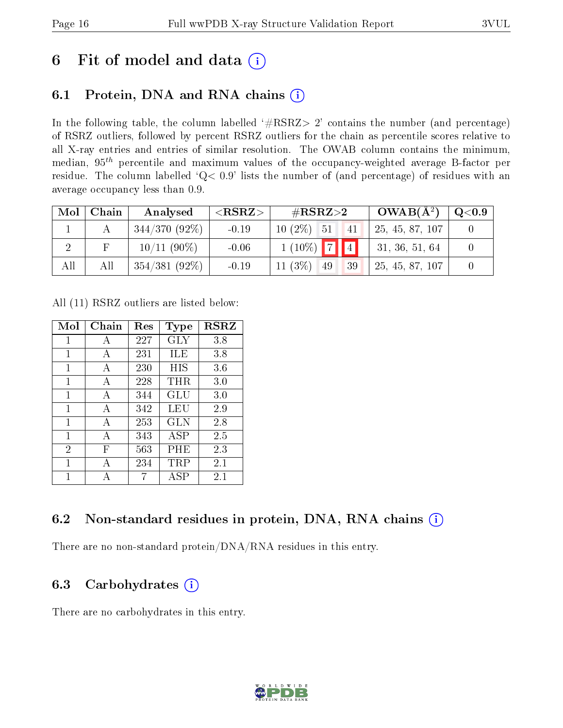# 6 Fit of model and data

## 6.1 Protein, DNA and RNA chains

In the following table, the column labelled '#RSRZ> 2' contains the number (and percentage) of RSRZ outliers, followed by percent RSRZ outliers for the chain as percentile scores relative to all X-ray entries and entries of similar resolution. The OWAB column contains the minimum, median, $95^{th}$ percentile and maximum values of the occupancy-weighted average B-factor per residue. The column labelled 'Q< 0.9' lists the number of (and percentage) of residues with an average occupancy less than 0.9.

| Mol | Chain | Analysed | <RSRZ> | #RSRZ>2 | | | OWAB(Å$^2$) | Q<0.9 |
|---|---|---|---|---|---|---|---|---|
| 1 | A | 344/370 (92%) | -0.19 | 10 (2%) | 51 | 41 | 25, 45, 87, 107 | 0 |
| 2 | F | 10/11 (90%) | -0.06 | 1 (10%) | 7 | 4 | 31, 36, 51, 64 | 0 |
| All | All | 354/381 (92%) | -0.19 | 11 (3%) | 49 | 39 | 25, 45, 87, 107 | 0 |

All (11) RSRZ outliers are listed below:

| Mol | Chain | Res | Type | RSRZ |
|---|---|---|---|---|
| 1 | A | 227 | GLY | 3.8 |
| 1 | A | 231 | ILE | 3.8 |
| 1 | A | 230 | HIS | 3.6 |
| 1 | A | 228 | THR | 3.0 |
| 1 | A | 344 | GLU | 3.0 |
| 1 | A | 342 | LEU | 2.9 |
| 1 | A | 253 | GLN | 2.8 |
| 1 | A | 343 | ASP | 2.5 |
| 2 | F | 563 | PHE | 2.3 |
| 1 | A | 234 | TRP | 2.1 |
| 1 | A | 7 | ASP | 2.1 |

## 6.2 Non-standard residues in protein, DNA, RNA chains

There are no non-standard protein/DNA/RNA residues in this entry.

## 6.3 Carbohydrates

There are no carbohydrates in this entry.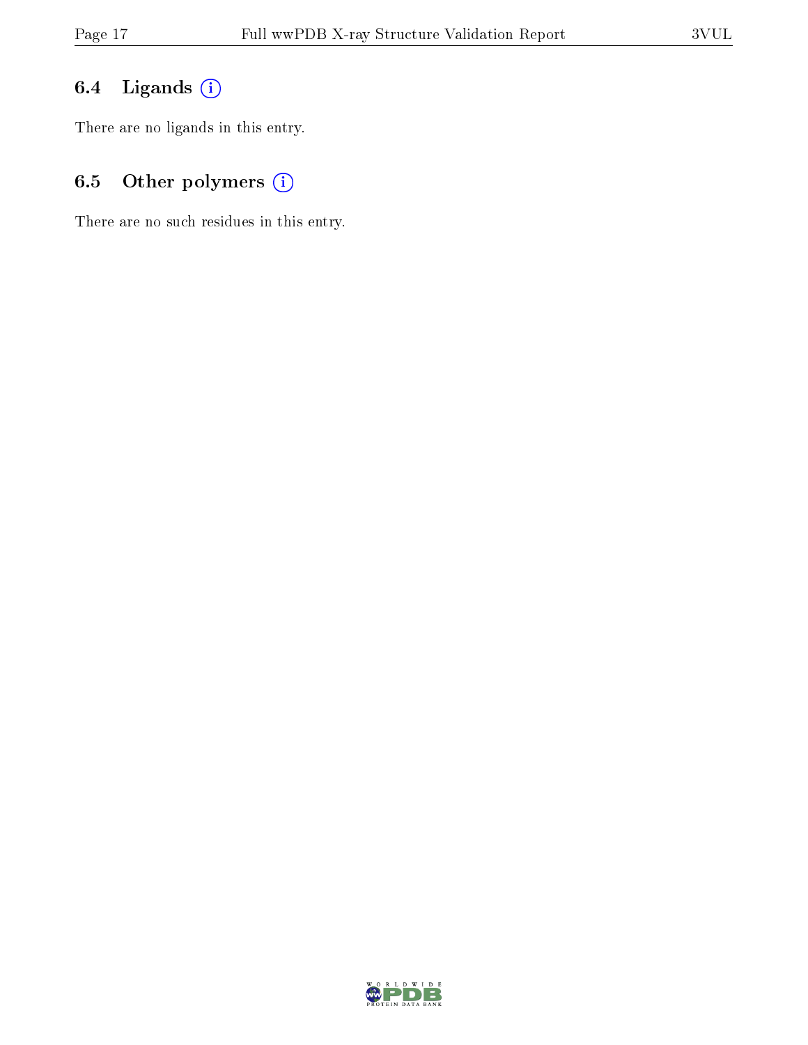### 6.4 Ligands

There are no ligands in this entry.

### 6.5 Other polymers

There are no such residues in this entry.